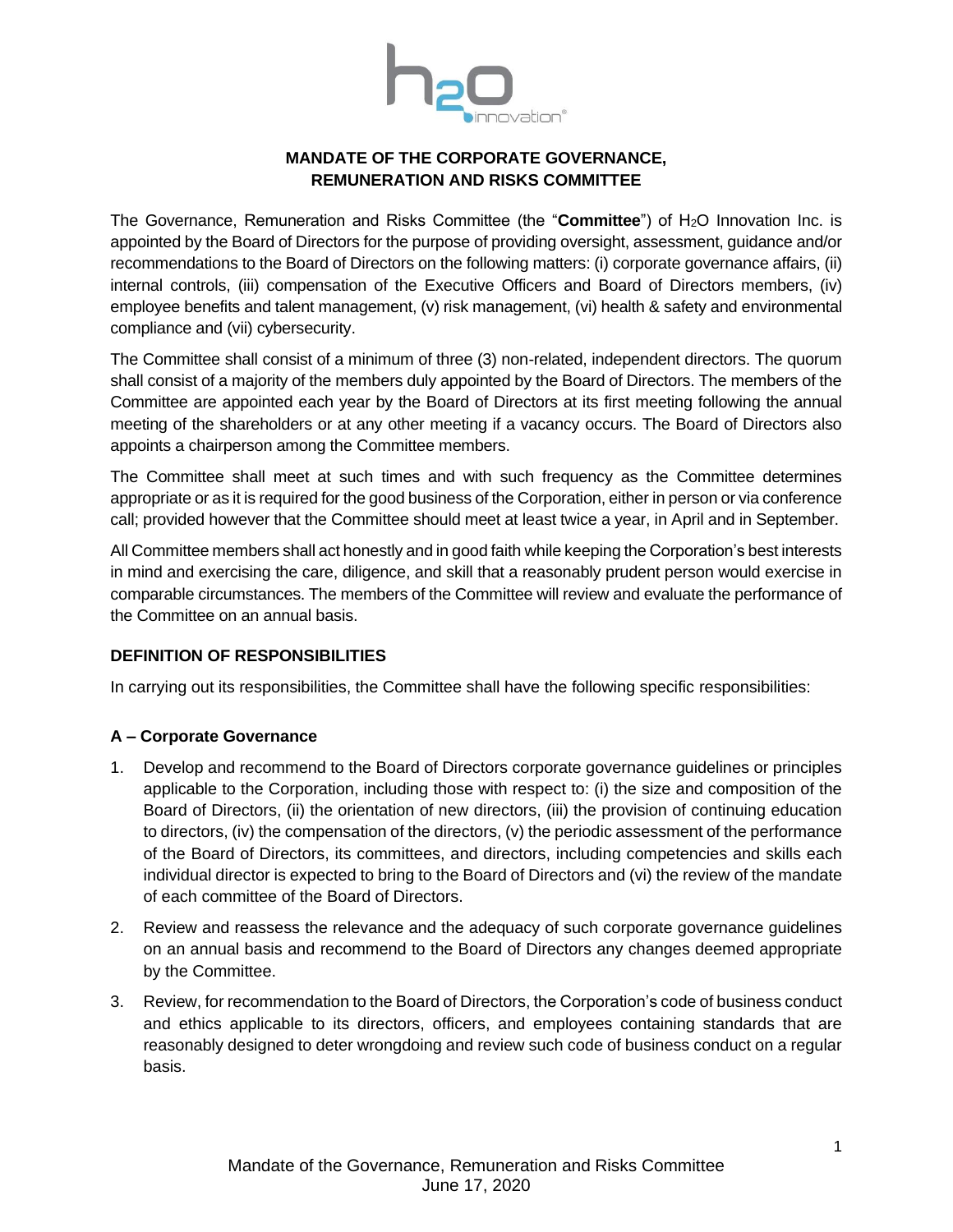# MANDATE OF THE CORPORATE GOVERNANCE, REMUNERATION AND RISKS COMMITTEE

The Governance, Remuneration and Risks Committee (the "**Committee**") of $H_2O$ Innovation Inc. is appointed by the Board of Directors for the purpose of providing oversight, assessment, guidance and/or recommendations to the Board of Directors on the following matters: (i) corporate governance affairs, (ii) internal controls, (iii) compensation of the Executive Officers and Board of Directors members, (iv) employee benefits and talent management, (v) risk management, (vi) health & safety and environmental compliance and (vii) cybersecurity.

The Committee shall consist of a minimum of three (3) non-related, independent directors. The quorum shall consist of a majority of the members duly appointed by the Board of Directors. The members of the Committee are appointed each year by the Board of Directors at its first meeting following the annual meeting of the shareholders or at any other meeting if a vacancy occurs. The Board of Directors also appoints a chairperson among the Committee members.

The Committee shall meet at such times and with such frequency as the Committee determines appropriate or as it is required for the good business of the Corporation, either in person or via conference call; provided however that the Committee should meet at least twice a year, in April and in September.

All Committee members shall act honestly and in good faith while keeping the Corporation's best interests in mind and exercising the care, diligence, and skill that a reasonably prudent person would exercise in comparable circumstances. The members of the Committee will review and evaluate the performance of the Committee on an annual basis.

## DEFINITION OF RESPONSIBILITIES

In carrying out its responsibilities, the Committee shall have the following specific responsibilities:

### A – Corporate Governance

1. Develop and recommend to the Board of Directors corporate governance guidelines or principles applicable to the Corporation, including those with respect to: (i) the size and composition of the Board of Directors, (ii) the orientation of new directors, (iii) the provision of continuing education to directors, (iv) the compensation of the directors, (v) the periodic assessment of the performance of the Board of Directors, its committees, and directors, including competencies and skills each individual director is expected to bring to the Board of Directors and (vi) the review of the mandate of each committee of the Board of Directors.
2. Review and reassess the relevance and the adequacy of such corporate governance guidelines on an annual basis and recommend to the Board of Directors any changes deemed appropriate by the Committee.
3. Review, for recommendation to the Board of Directors, the Corporation's code of business conduct and ethics applicable to its directors, officers, and employees containing standards that are reasonably designed to deter wrongdoing and review such code of business conduct on a regular basis.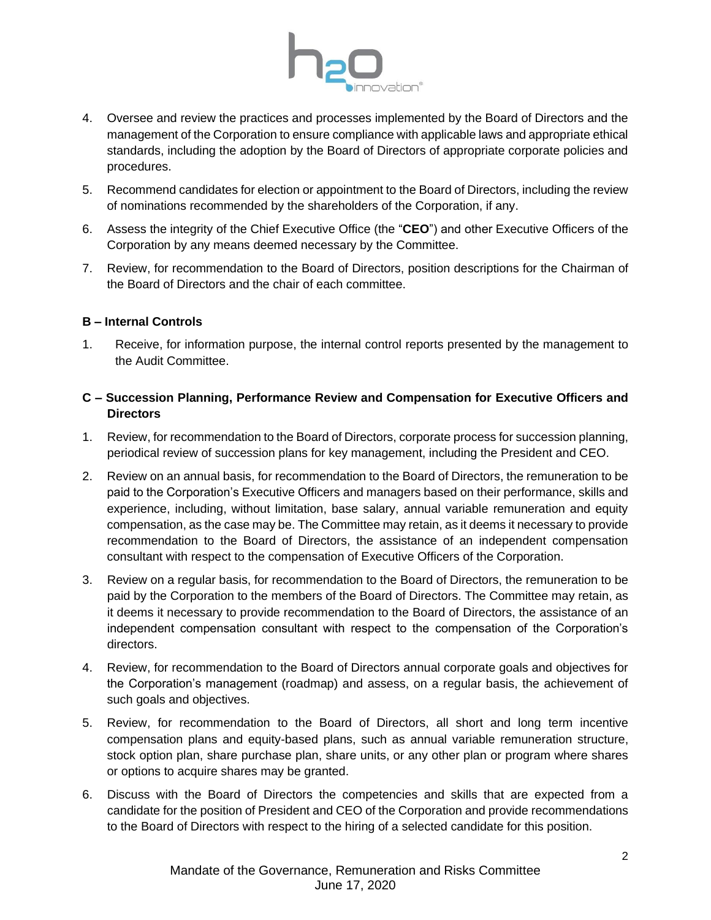4. Oversee and review the practices and processes implemented by the Board of Directors and the management of the Corporation to ensure compliance with applicable laws and appropriate ethical standards, including the adoption by the Board of Directors of appropriate corporate policies and procedures.
5. Recommend candidates for election or appointment to the Board of Directors, including the review of nominations recommended by the shareholders of the Corporation, if any.
6. Assess the integrity of the Chief Executive Office (the "**CEO**") and other Executive Officers of the Corporation by any means deemed necessary by the Committee.
7. Review, for recommendation to the Board of Directors, position descriptions for the Chairman of the Board of Directors and the chair of each committee.

**B – Internal Controls**

1. Receive, for information purpose, the internal control reports presented by the management to the Audit Committee.

**C – Succession Planning, Performance Review and Compensation for Executive Officers and Directors**

1. Review, for recommendation to the Board of Directors, corporate process for succession planning, periodical review of succession plans for key management, including the President and CEO.
2. Review on an annual basis, for recommendation to the Board of Directors, the remuneration to be paid to the Corporation's Executive Officers and managers based on their performance, skills and experience, including, without limitation, base salary, annual variable remuneration and equity compensation, as the case may be. The Committee may retain, as it deems it necessary to provide recommendation to the Board of Directors, the assistance of an independent compensation consultant with respect to the compensation of Executive Officers of the Corporation.
3. Review on a regular basis, for recommendation to the Board of Directors, the remuneration to be paid by the Corporation to the members of the Board of Directors. The Committee may retain, as it deems it necessary to provide recommendation to the Board of Directors, the assistance of an independent compensation consultant with respect to the compensation of the Corporation's directors.
4. Review, for recommendation to the Board of Directors annual corporate goals and objectives for the Corporation's management (roadmap) and assess, on a regular basis, the achievement of such goals and objectives.
5. Review, for recommendation to the Board of Directors, all short and long term incentive compensation plans and equity-based plans, such as annual variable remuneration structure, stock option plan, share purchase plan, share units, or any other plan or program where shares or options to acquire shares may be granted.
6. Discuss with the Board of Directors the competencies and skills that are expected from a candidate for the position of President and CEO of the Corporation and provide recommendations to the Board of Directors with respect to the hiring of a selected candidate for this position.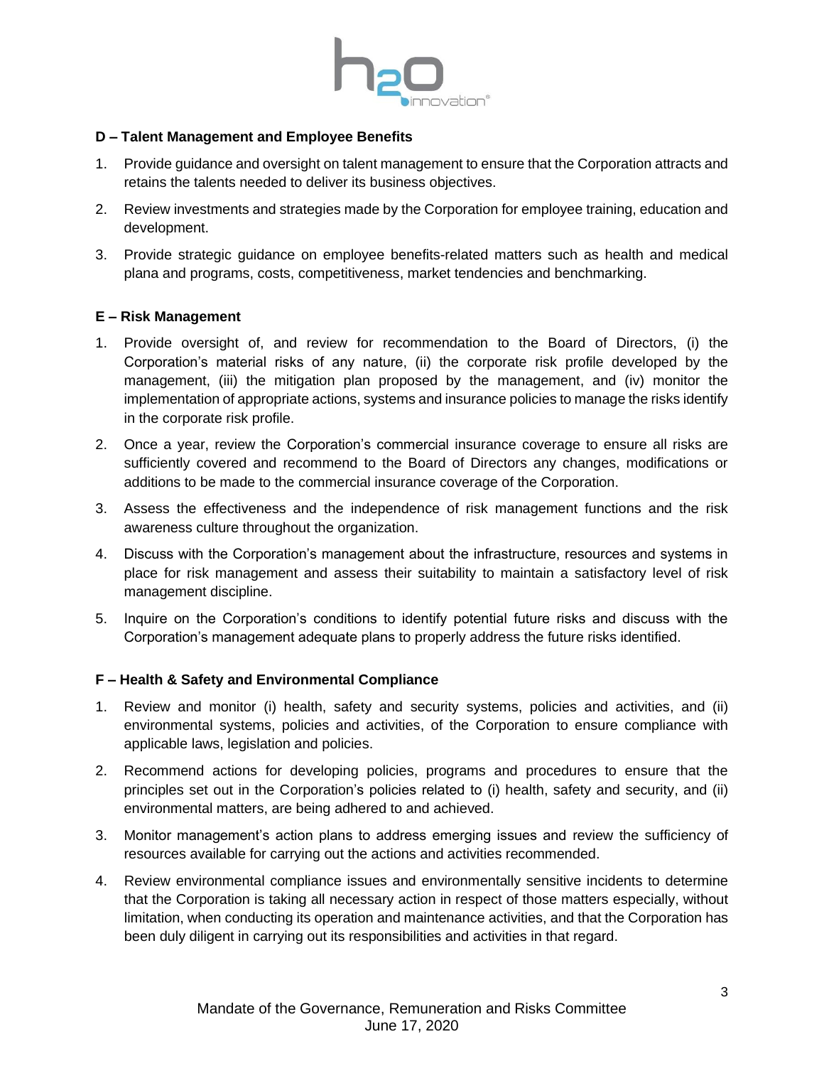### D – Talent Management and Employee Benefits

1. Provide guidance and oversight on talent management to ensure that the Corporation attracts and retains the talents needed to deliver its business objectives.
2. Review investments and strategies made by the Corporation for employee training, education and development.
3. Provide strategic guidance on employee benefits-related matters such as health and medical plana and programs, costs, competitiveness, market tendencies and benchmarking.

### E – Risk Management

1. Provide oversight of, and review for recommendation to the Board of Directors, (i) the Corporation's material risks of any nature, (ii) the corporate risk profile developed by the management, (iii) the mitigation plan proposed by the management, and (iv) monitor the implementation of appropriate actions, systems and insurance policies to manage the risks identify in the corporate risk profile.
2. Once a year, review the Corporation's commercial insurance coverage to ensure all risks are sufficiently covered and recommend to the Board of Directors any changes, modifications or additions to be made to the commercial insurance coverage of the Corporation.
3. Assess the effectiveness and the independence of risk management functions and the risk awareness culture throughout the organization.
4. Discuss with the Corporation's management about the infrastructure, resources and systems in place for risk management and assess their suitability to maintain a satisfactory level of risk management discipline.
5. Inquire on the Corporation's conditions to identify potential future risks and discuss with the Corporation's management adequate plans to properly address the future risks identified.

### F – Health & Safety and Environmental Compliance

1. Review and monitor (i) health, safety and security systems, policies and activities, and (ii) environmental systems, policies and activities, of the Corporation to ensure compliance with applicable laws, legislation and policies.
2. Recommend actions for developing policies, programs and procedures to ensure that the principles set out in the Corporation's policies related to (i) health, safety and security, and (ii) environmental matters, are being adhered to and achieved.
3. Monitor management's action plans to address emerging issues and review the sufficiency of resources available for carrying out the actions and activities recommended.
4. Review environmental compliance issues and environmentally sensitive incidents to determine that the Corporation is taking all necessary action in respect of those matters especially, without limitation, when conducting its operation and maintenance activities, and that the Corporation has been duly diligent in carrying out its responsibilities and activities in that regard.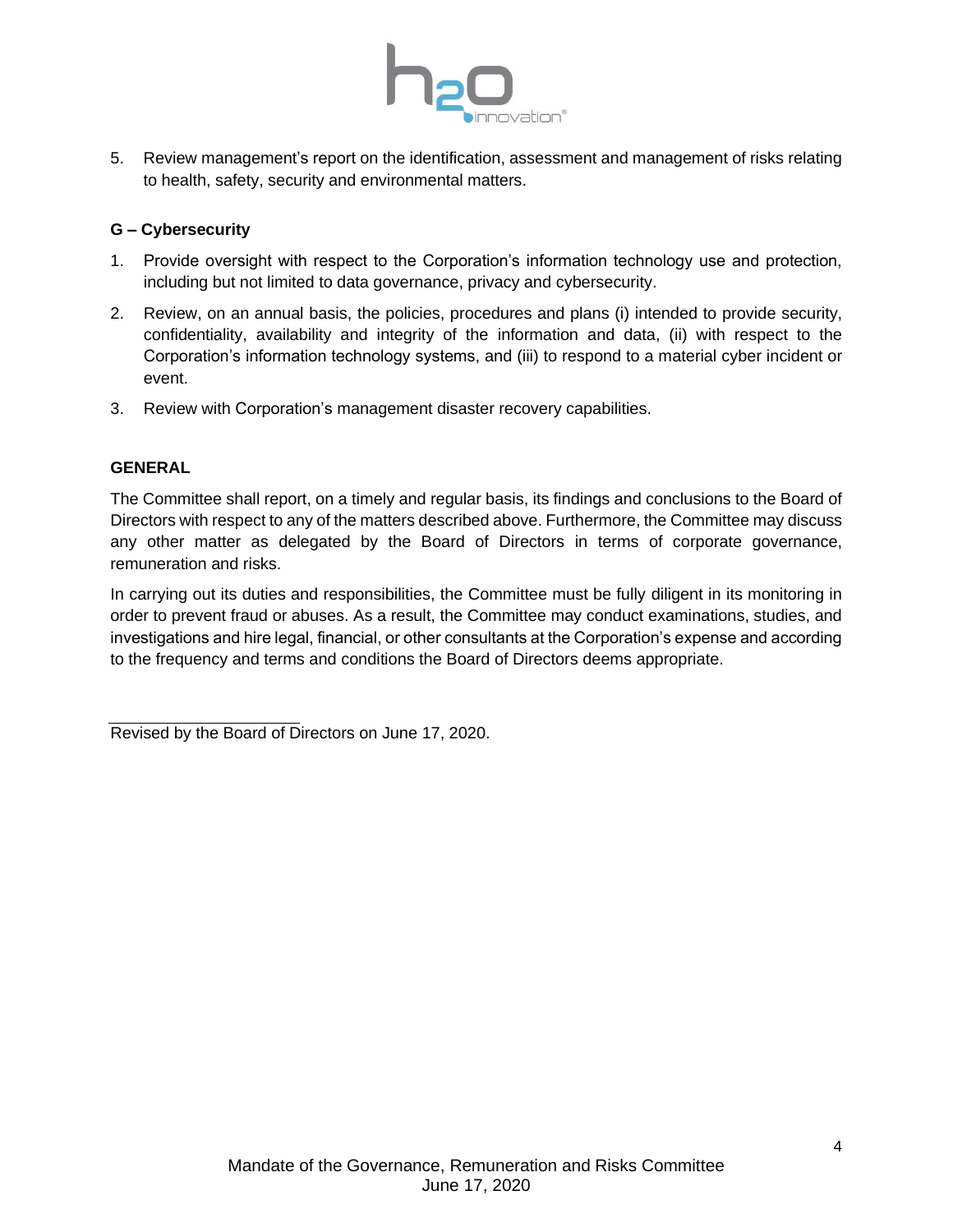5. Review management's report on the identification, assessment and management of risks relating to health, safety, security and environmental matters.

**G – Cybersecurity**

1. Provide oversight with respect to the Corporation's information technology use and protection, including but not limited to data governance, privacy and cybersecurity.
2. Review, on an annual basis, the policies, procedures and plans (i) intended to provide security, confidentiality, availability and integrity of the information and data, (ii) with respect to the Corporation's information technology systems, and (iii) to respond to a material cyber incident or event.
3. Review with Corporation's management disaster recovery capabilities.

**GENERAL**

The Committee shall report, on a timely and regular basis, its findings and conclusions to the Board of Directors with respect to any of the matters described above. Furthermore, the Committee may discuss any other matter as delegated by the Board of Directors in terms of corporate governance, remuneration and risks.

In carrying out its duties and responsibilities, the Committee must be fully diligent in its monitoring in order to prevent fraud or abuses. As a result, the Committee may conduct examinations, studies, and investigations and hire legal, financial, or other consultants at the Corporation's expense and according to the frequency and terms and conditions the Board of Directors deems appropriate.

---

Revised by the Board of Directors on June 17, 2020.